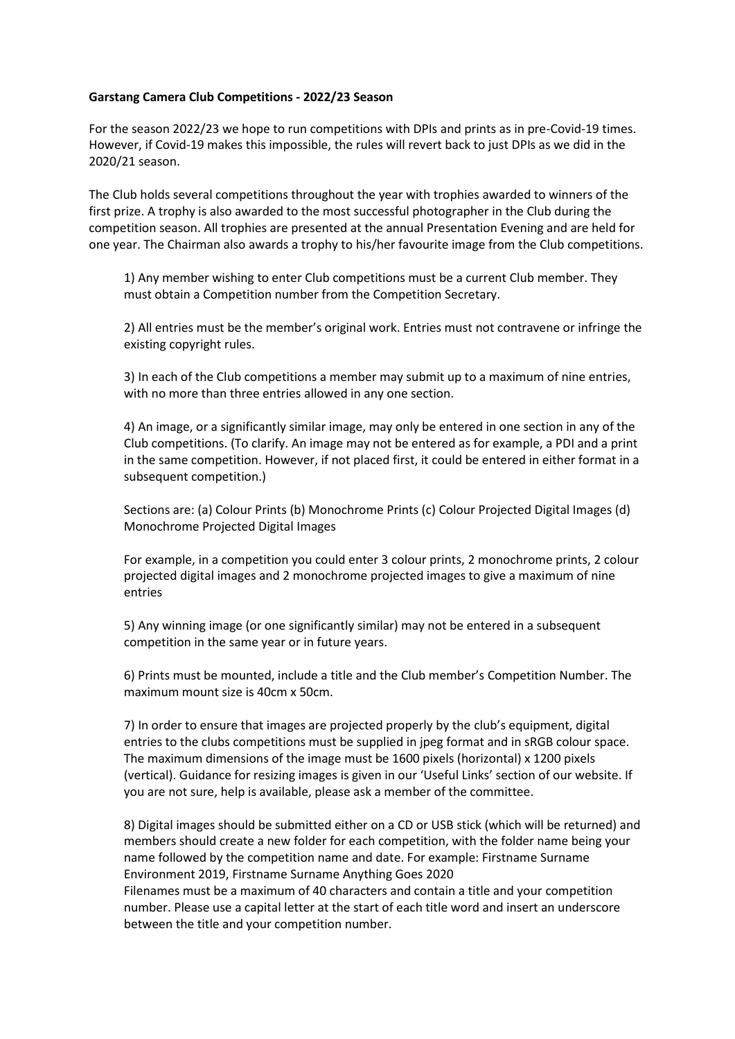**Garstang Camera Club Competitions - 2022/23 Season**

For the season 2022/23 we hope to run competitions with DPIs and prints as in pre-Covid-19 times. However, if Covid-19 makes this impossible, the rules will revert back to just DPIs as we did in the 2020/21 season.

The Club holds several competitions throughout the year with trophies awarded to winners of the first prize. A trophy is also awarded to the most successful photographer in the Club during the competition season. All trophies are presented at the annual Presentation Evening and are held for one year. The Chairman also awards a trophy to his/her favourite image from the Club competitions.

1) Any member wishing to enter Club competitions must be a current Club member. They must obtain a Competition number from the Competition Secretary.

2) All entries must be the member's original work. Entries must not contravene or infringe the existing copyright rules.

3) In each of the Club competitions a member may submit up to a maximum of nine entries, with no more than three entries allowed in any one section.

4) An image, or a significantly similar image, may only be entered in one section in any of the Club competitions. (To clarify. An image may not be entered as for example, a PDI and a print in the same competition. However, if not placed first, it could be entered in either format in a subsequent competition.)

Sections are: (a) Colour Prints (b) Monochrome Prints (c) Colour Projected Digital Images (d) Monochrome Projected Digital Images

For example, in a competition you could enter 3 colour prints, 2 monochrome prints, 2 colour projected digital images and 2 monochrome projected images to give a maximum of nine entries

5) Any winning image (or one significantly similar) may not be entered in a subsequent competition in the same year or in future years.

6) Prints must be mounted, include a title and the Club member's Competition Number. The maximum mount size is 40cm x 50cm.

7) In order to ensure that images are projected properly by the club's equipment, digital entries to the clubs competitions must be supplied in jpeg format and in sRGB colour space. The maximum dimensions of the image must be 1600 pixels (horizontal) x 1200 pixels (vertical). Guidance for resizing images is given in our 'Useful Links' section of our website. If you are not sure, help is available, please ask a member of the committee.

8) Digital images should be submitted either on a CD or USB stick (which will be returned) and members should create a new folder for each competition, with the folder name being your name followed by the competition name and date. For example: Firstname Surname Environment 2019, Firstname Surname Anything Goes 2020
Filenames must be a maximum of 40 characters and contain a title and your competition number. Please use a capital letter at the start of each title word and insert an underscore between the title and your competition number.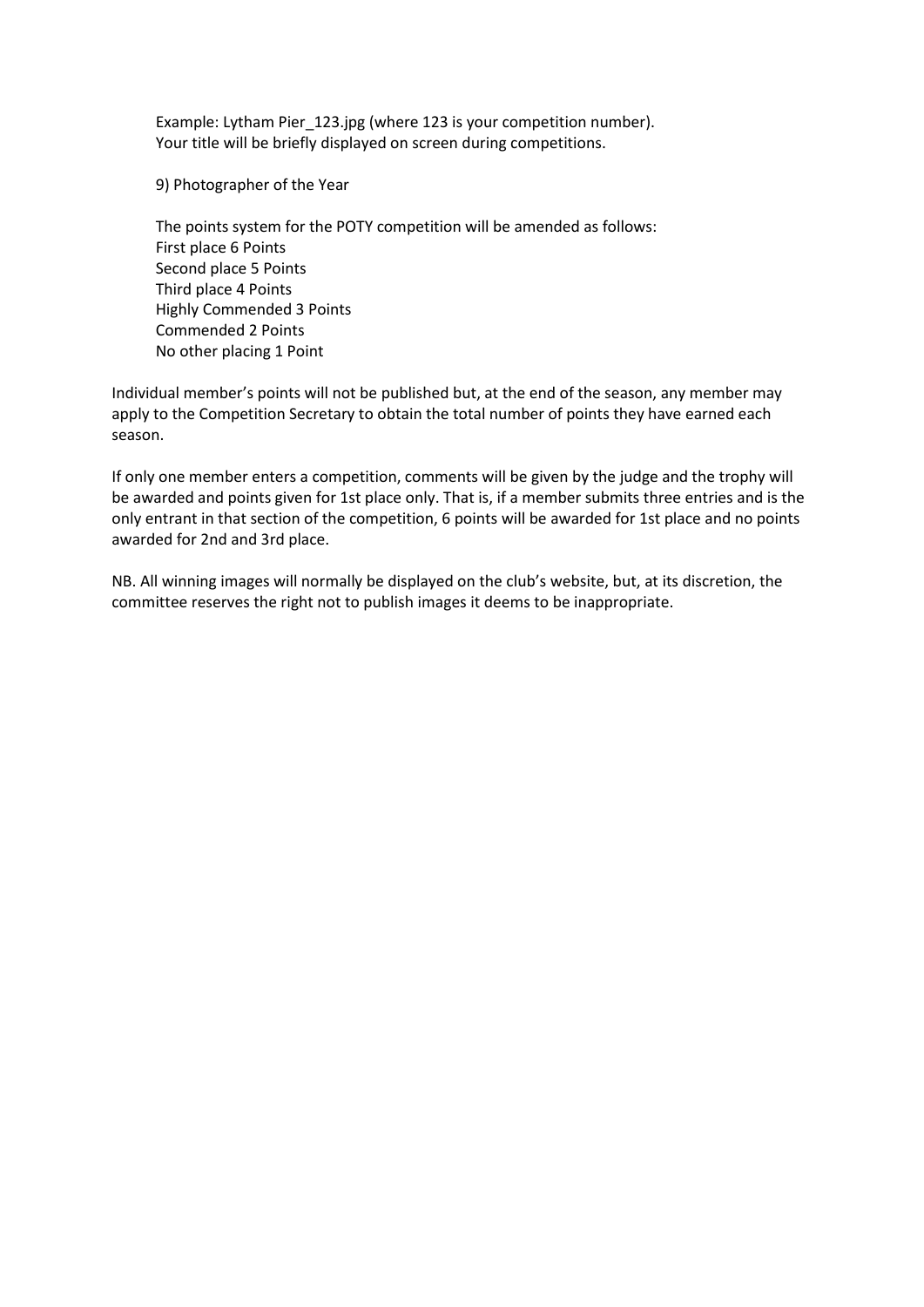Example: Lytham Pier_123.jpg (where 123 is your competition number).
Your title will be briefly displayed on screen during competitions.

9) Photographer of the Year

The points system for the POTY competition will be amended as follows:
First place 6 Points
Second place 5 Points
Third place 4 Points
Highly Commended 3 Points
Commended 2 Points
No other placing 1 Point

Individual member's points will not be published but, at the end of the season, any member may apply to the Competition Secretary to obtain the total number of points they have earned each season.

If only one member enters a competition, comments will be given by the judge and the trophy will be awarded and points given for 1st place only. That is, if a member submits three entries and is the only entrant in that section of the competition, 6 points will be awarded for 1st place and no points awarded for 2nd and 3rd place.

NB. All winning images will normally be displayed on the club's website, but, at its discretion, the committee reserves the right not to publish images it deems to be inappropriate.